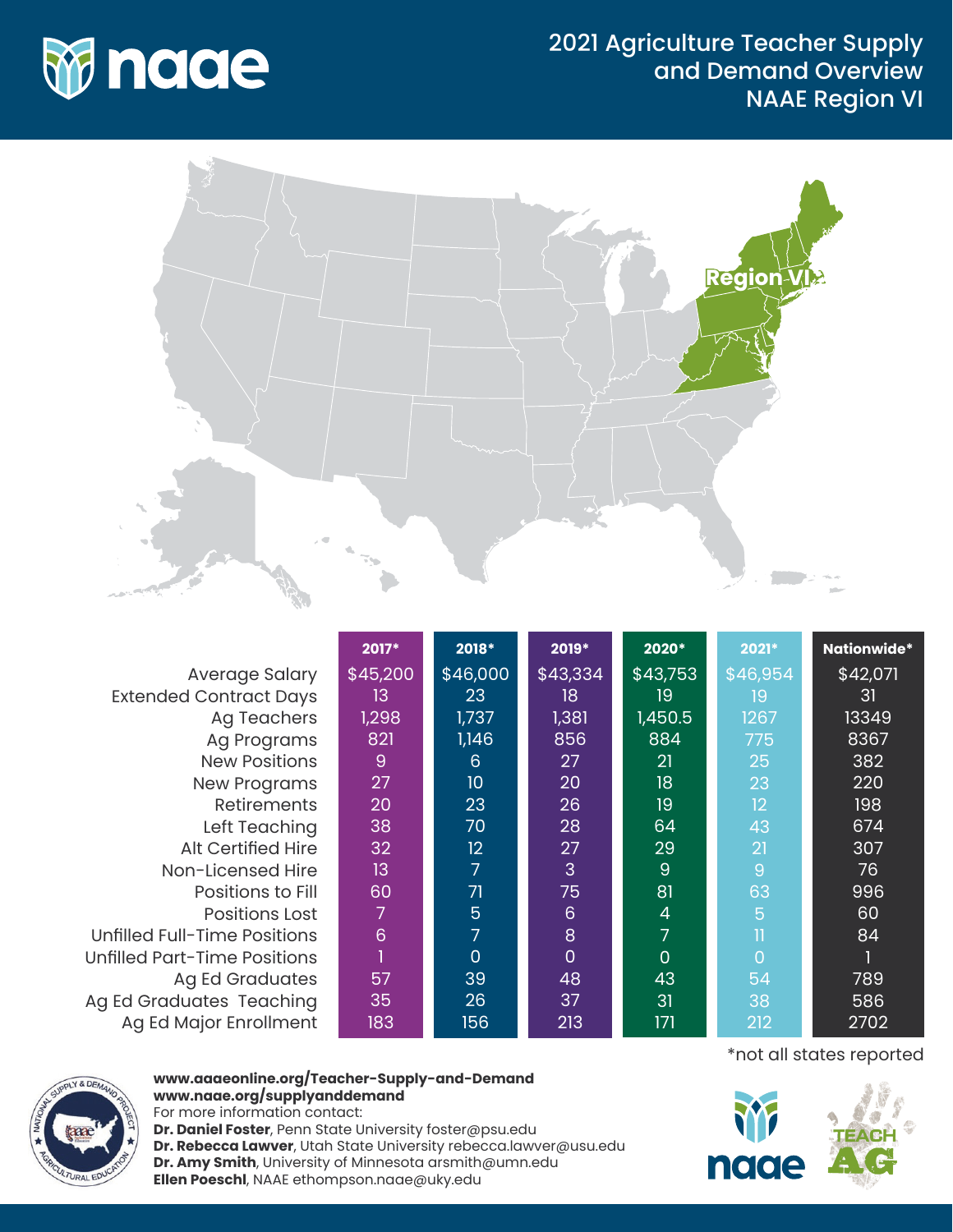# 2021 Agriculture Teacher Supply and Demand Overview NAAE Region VI

Region VI

| | 2017* | 2018* | 2019* | 2020* | 2021* | Nationwide* |
|---|---|---|---|---|---|---|
| Average Salary | $45,200 | $46,000 | $43,334 | $43,753 | $46,954 | $42,071 |
| Extended Contract Days | 13 | 23 | 18 | 19 | 19 | 31 |
| Ag Teachers | 1,298 | 1,737 | 1,381 | 1,450.5 | 1267 | 13349 |
| Ag Programs | 821 | 1,146 | 856 | 884 | 775 | 8367 |
| New Positions | 9 | 6 | 27 | 21 | 25 | 382 |
| New Programs | 27 | 10 | 20 | 18 | 23 | 220 |
| Retirements | 20 | 23 | 26 | 19 | 12 | 198 |
| Left Teaching | 38 | 70 | 28 | 64 | 43 | 674 |
| Alt Certified Hire | 32 | 12 | 27 | 29 | 21 | 307 |
| Non-Licensed Hire | 13 | 7 | 3 | 9 | 9 | 76 |
| Positions to Fill | 60 | 71 | 75 | 81 | 63 | 996 |
| Positions Lost | 7 | 5 | 6 | 4 | 5 | 60 |
| Unfilled Full-Time Positions | 6 | 7 | 8 | 7 | 11 | 84 |
| Unfilled Part-Time Positions | 1 | 0 | 0 | 0 | 0 | 1 |
| Ag Ed Graduates | 57 | 39 | 48 | 43 | 54 | 789 |
| Ag Ed Graduates Teaching | 35 | 26 | 37 | 31 | 38 | 586 |
| Ag Ed Major Enrollment | 183 | 156 | 213 | 171 | 212 | 2702 |

*not all states reported

**www.aaaeonline.org/Teacher-Supply-and-Demand**
**www.naae.org/supplyanddemand**
For more information contact:
**Dr. Daniel Foster**, Penn State University foster@psu.edu
**Dr. Rebecca Lawver**, Utah State University rebecca.lawver@usu.edu
**Dr. Amy Smith**, University of Minnesota arsmith@umn.edu
**Ellen Poeschl**, NAAE ethompson.naae@uky.edu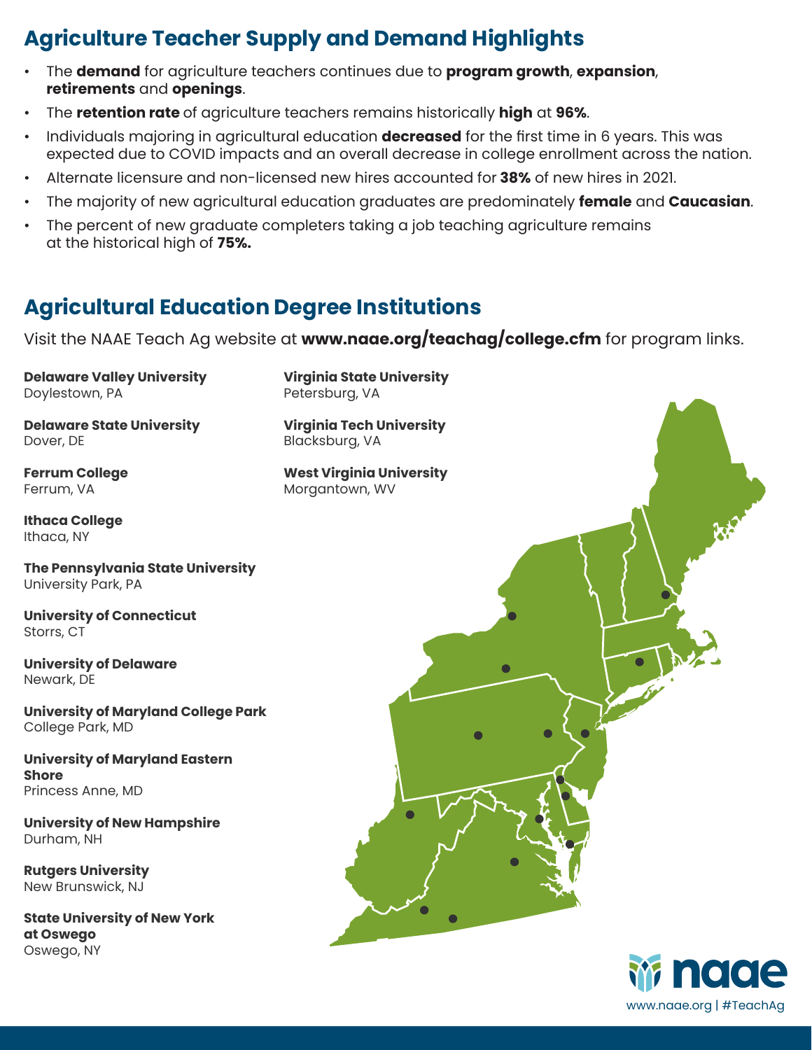## Agriculture Teacher Supply and Demand Highlights

- The **demand** for agriculture teachers continues due to **program growth**, **expansion**, **retirements** and **openings**.
- The **retention rate** of agriculture teachers remains historically **high** at **96%**.
- Individuals majoring in agricultural education **decreased** for the first time in 6 years. This was expected due to COVID impacts and an overall decrease in college enrollment across the nation.
- Alternate licensure and non-licensed new hires accounted for **38%** of new hires in 2021.
- The majority of new agricultural education graduates are predominately **female** and **Caucasian**.
- The percent of new graduate completers taking a job teaching agriculture remains at the historical high of **75%.**

## Agricultural Education Degree Institutions

Visit the NAAE Teach Ag website at **www.naae.org/teachag/college.cfm** for program links.

**Delaware Valley University**
Doylestown, PA

**Delaware State University**
Dover, DE

**Ferrum College**
Ferrum, VA

**Ithaca College**
Ithaca, NY

**The Pennsylvania State University**
University Park, PA

**University of Connecticut**
Storrs, CT

**University of Delaware**
Newark, DE

**University of Maryland College Park**
College Park, MD

**University of Maryland Eastern Shore**
Princess Anne, MD

**University of New Hampshire**
Durham, NH

**Rutgers University**
New Brunswick, NJ

**State University of New York at Oswego**
Oswego, NY

**Virginia State University**
Petersburg, VA

**Virginia Tech University**
Blacksburg, VA

**West Virginia University**
Morgantown, WV

naae
www.naae.org | #TeachAg